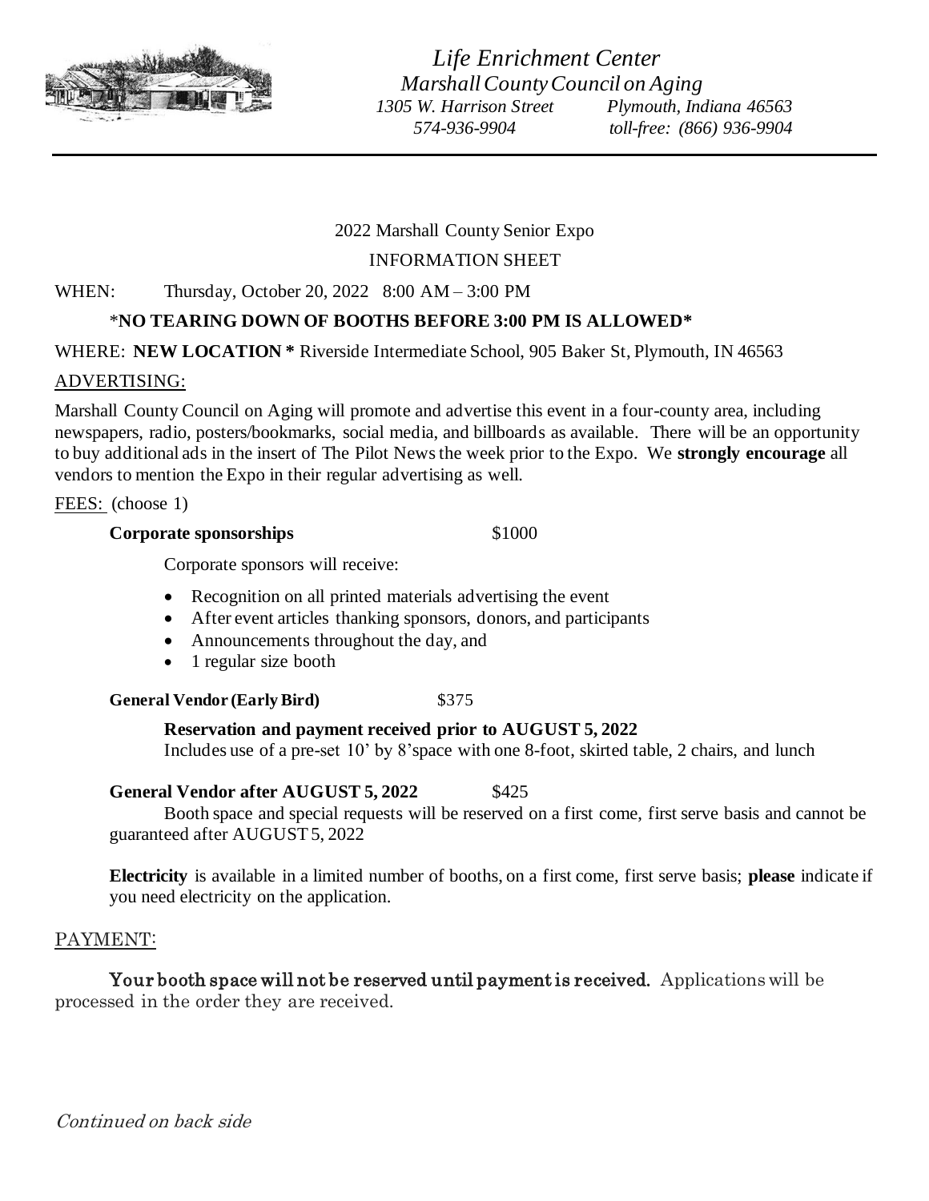*Life Enrichment Center*
*Marshall County Council on Aging*
*1305 W. Harrison Street    Plymouth, Indiana 46563*
*574-936-9904    toll-free: (866) 936-9904*

---

2022 Marshall County Senior Expo

INFORMATION SHEET

WHEN: Thursday, October 20, 2022 8:00 AM – 3:00 PM

**\*NO TEARING DOWN OF BOOTHS BEFORE 3:00 PM IS ALLOWED\***

WHERE: **NEW LOCATION \*** Riverside Intermediate School, 905 Baker St, Plymouth, IN 46563

ADVERTISING:

Marshall County Council on Aging will promote and advertise this event in a four-county area, including newspapers, radio, posters/bookmarks, social media, and billboards as available. There will be an opportunity to buy additional ads in the insert of The Pilot News the week prior to the Expo. We **strongly encourage** all vendors to mention the Expo in their regular advertising as well.

FEES: (choose 1)

**Corporate sponsorships** $1000

Corporate sponsors will receive:

- Recognition on all printed materials advertising the event
- After event articles thanking sponsors, donors, and participants
- Announcements throughout the day, and
- 1 regular size booth

**General Vendor (Early Bird)** $375

**Reservation and payment received prior to AUGUST 5, 2022**
Includes use of a pre-set 10' by 8'space with one 8-foot, skirted table, 2 chairs, and lunch

**General Vendor after AUGUST 5, 2022** $425

Booth space and special requests will be reserved on a first come, first serve basis and cannot be guaranteed after AUGUST 5, 2022

**Electricity** is available in a limited number of booths, on a first come, first serve basis; **please** indicate if you need electricity on the application.

PAYMENT:

**Your booth space will not be reserved until payment is received.** Applications will be processed in the order they are received.

*Continued on back side*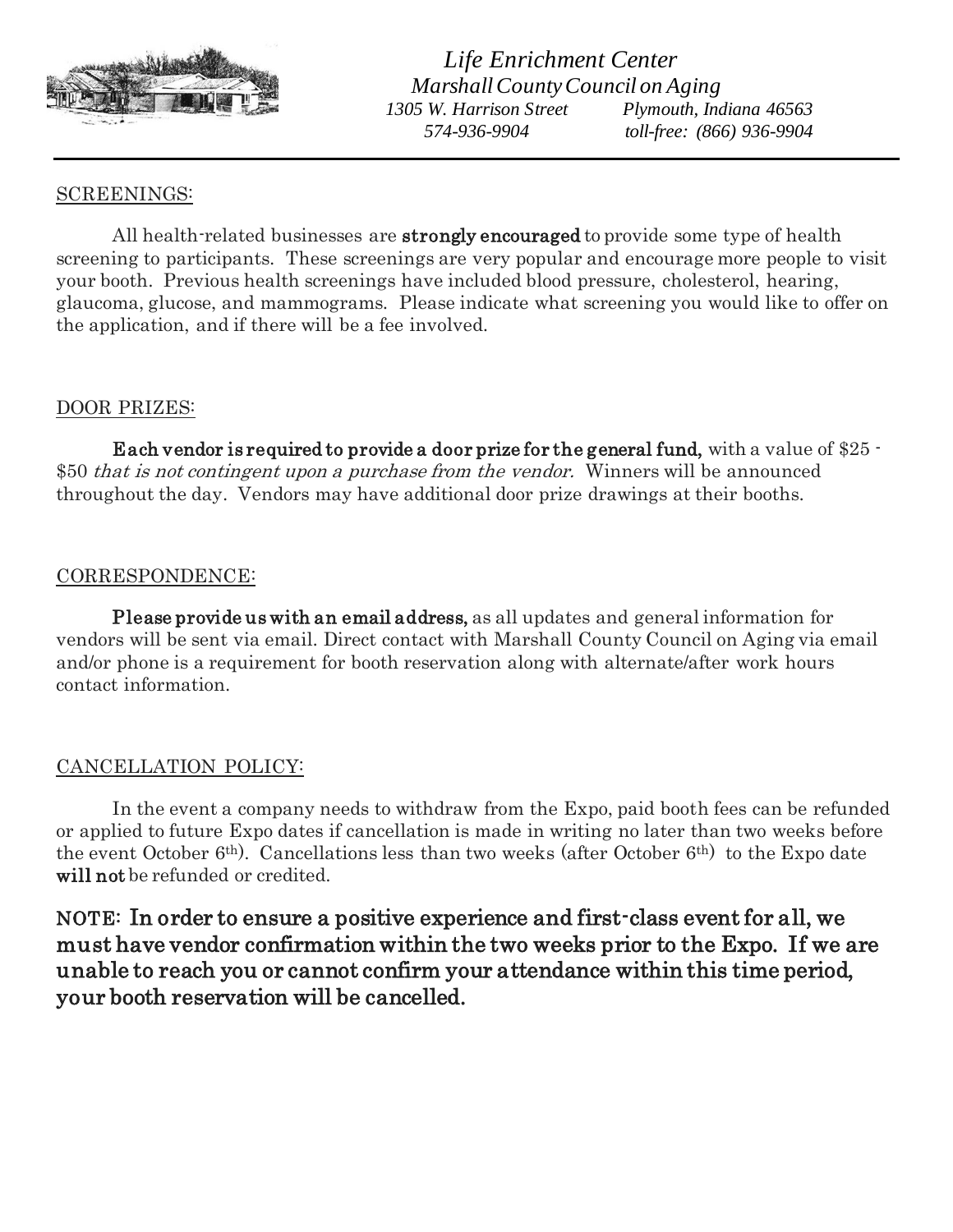*Life Enrichment Center*
*Marshall County Council on Aging*
*1305 W. Harrison Street Plymouth, Indiana 46563*
*574-936-9904 toll-free: (866) 936-9904*

---

SCREENINGS:

All health-related businesses are **strongly encouraged** to provide some type of health screening to participants. These screenings are very popular and encourage more people to visit your booth. Previous health screenings have included blood pressure, cholesterol, hearing, glaucoma, glucose, and mammograms. Please indicate what screening you would like to offer on the application, and if there will be a fee involved.

DOOR PRIZES:

**Each vendor is required to provide a door prize for the general fund,** with a value of $25 - $50 *that is not contingent upon a purchase from the vendor.* Winners will be announced throughout the day. Vendors may have additional door prize drawings at their booths.

CORRESPONDENCE:

**Please provide us with an email address,** as all updates and general information for vendors will be sent via email. Direct contact with Marshall County Council on Aging via email and/or phone is a requirement for booth reservation along with alternate/after work hours contact information.

CANCELLATION POLICY:

In the event a company needs to withdraw from the Expo, paid booth fees can be refunded or applied to future Expo dates if cancellation is made in writing no later than two weeks before the event October 6th). Cancellations less than two weeks (after October 6th) to the Expo date **will not** be refunded or credited.

**NOTE: In order to ensure a positive experience and first-class event for all, we must have vendor confirmation within the two weeks prior to the Expo. If we are unable to reach you or cannot confirm your attendance within this time period, your booth reservation will be cancelled.**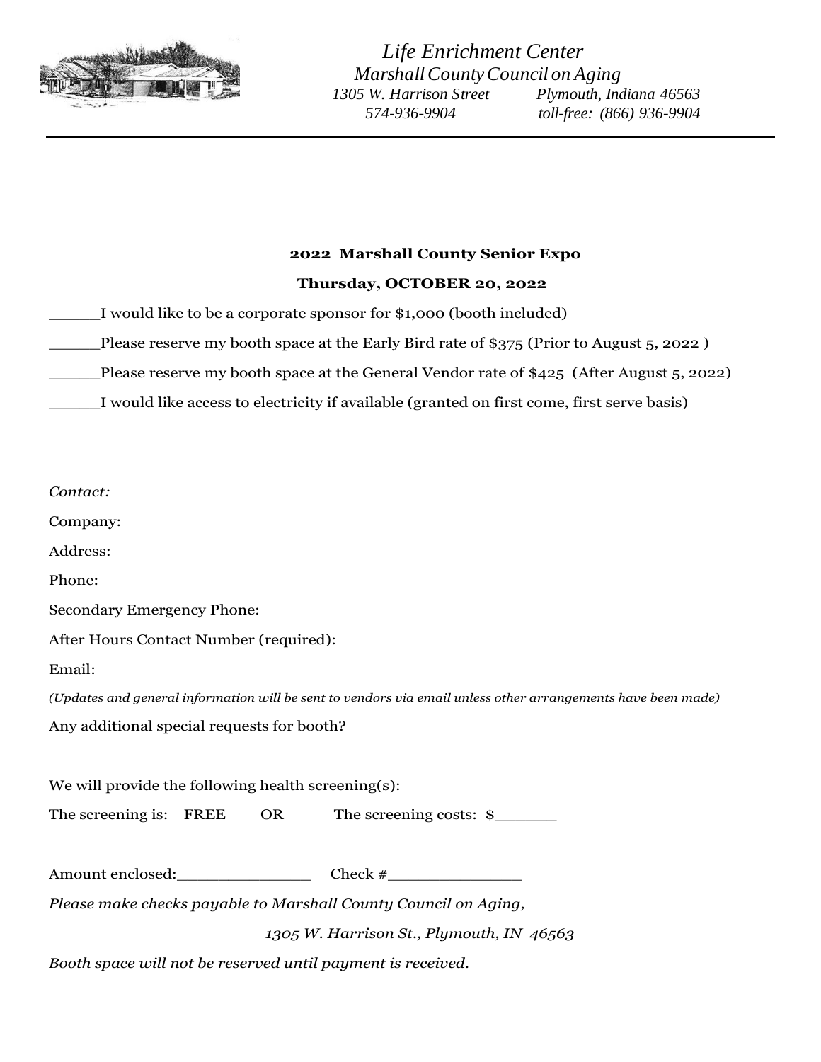*Life Enrichment Center*
*Marshall County Council on Aging*
*1305 W. Harrison Street Plymouth, Indiana 46563*
*574-936-9904 toll-free: (866) 936-9904*

---

**2022 Marshall County Senior Expo**

**Thursday, OCTOBER 20, 2022**

______I would like to be a corporate sponsor for $1,000 (booth included)

______Please reserve my booth space at the Early Bird rate of $375 (Prior to August 5, 2022 )

______Please reserve my booth space at the General Vendor rate of $425 (After August 5, 2022)

______I would like access to electricity if available (granted on first come, first serve basis)

*Contact:*

Company:

Address:

Phone:

Secondary Emergency Phone:

After Hours Contact Number (required):

Email:

*(Updates and general information will be sent to vendors via email unless other arrangements have been made)*

Any additional special requests for booth?

We will provide the following health screening(s):

The screening is: FREE OR The screening costs: $_______

Amount enclosed:________________ Check #________________

*Please make checks payable to Marshall County Council on Aging,*

*1305 W. Harrison St., Plymouth, IN 46563*

*Booth space will not be reserved until payment is received.*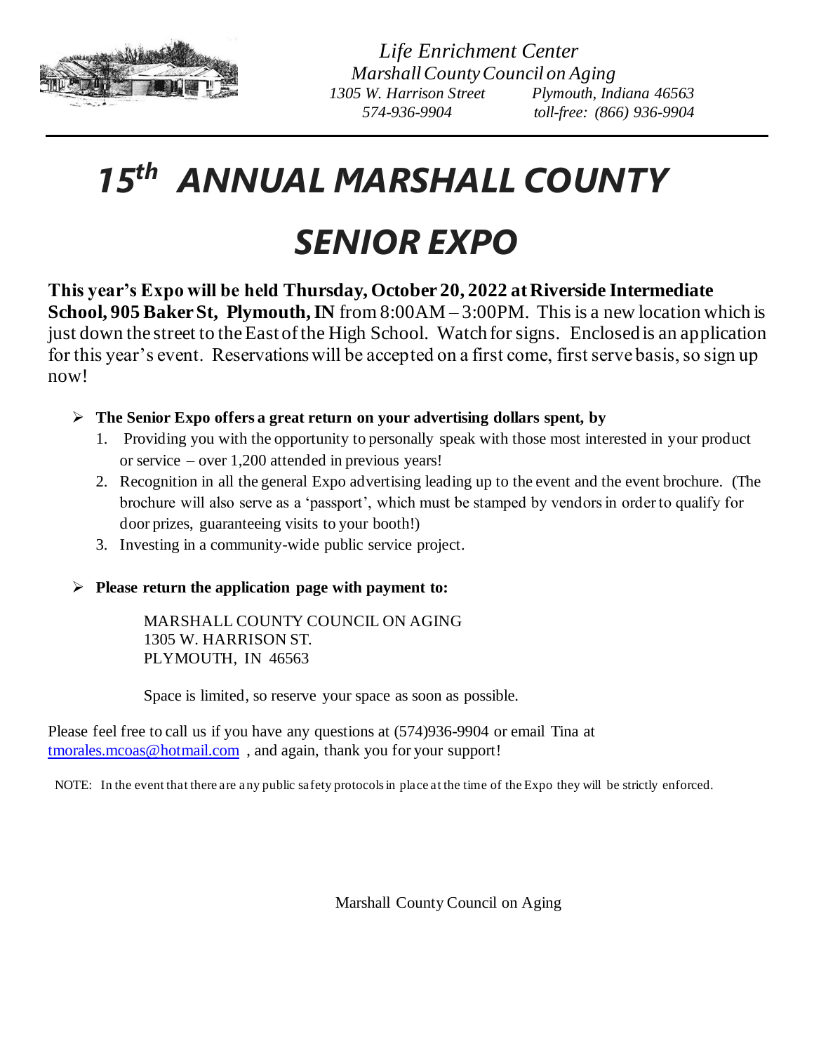*Life Enrichment Center*
*Marshall County Council on Aging*
*1305 W. Harrison Street Plymouth, Indiana 46563*
*574-936-9904 toll-free: (866) 936-9904*

# *15th ANNUAL MARSHALL COUNTY SENIOR EXPO*

**This year's Expo will be held Thursday, October 20, 2022 at Riverside Intermediate School, 905 Baker St, Plymouth, IN** from 8:00AM – 3:00PM. This is a new location which is just down the street to the East of the High School. Watch for signs. Enclosed is an application for this year's event. Reservations will be accepted on a first come, first serve basis, so sign up now!

- **The Senior Expo offers a great return on your advertising dollars spent, by**
  1. Providing you with the opportunity to personally speak with those most interested in your product or service – over 1,200 attended in previous years!
  2. Recognition in all the general Expo advertising leading up to the event and the event brochure. (The brochure will also serve as a 'passport', which must be stamped by vendors in order to qualify for door prizes, guaranteeing visits to your booth!)
  3. Investing in a community-wide public service project.

- **Please return the application page with payment to:**

  MARSHALL COUNTY COUNCIL ON AGING
  1305 W. HARRISON ST.
  PLYMOUTH, IN 46563

  Space is limited, so reserve your space as soon as possible.

Please feel free to call us if you have any questions at (574)936-9904 or email Tina at tmorales.mcoas@hotmail.com , and again, thank you for your support!

NOTE: In the event that there are any public safety protocols in place at the time of the Expo they will be strictly enforced.

Marshall County Council on Aging